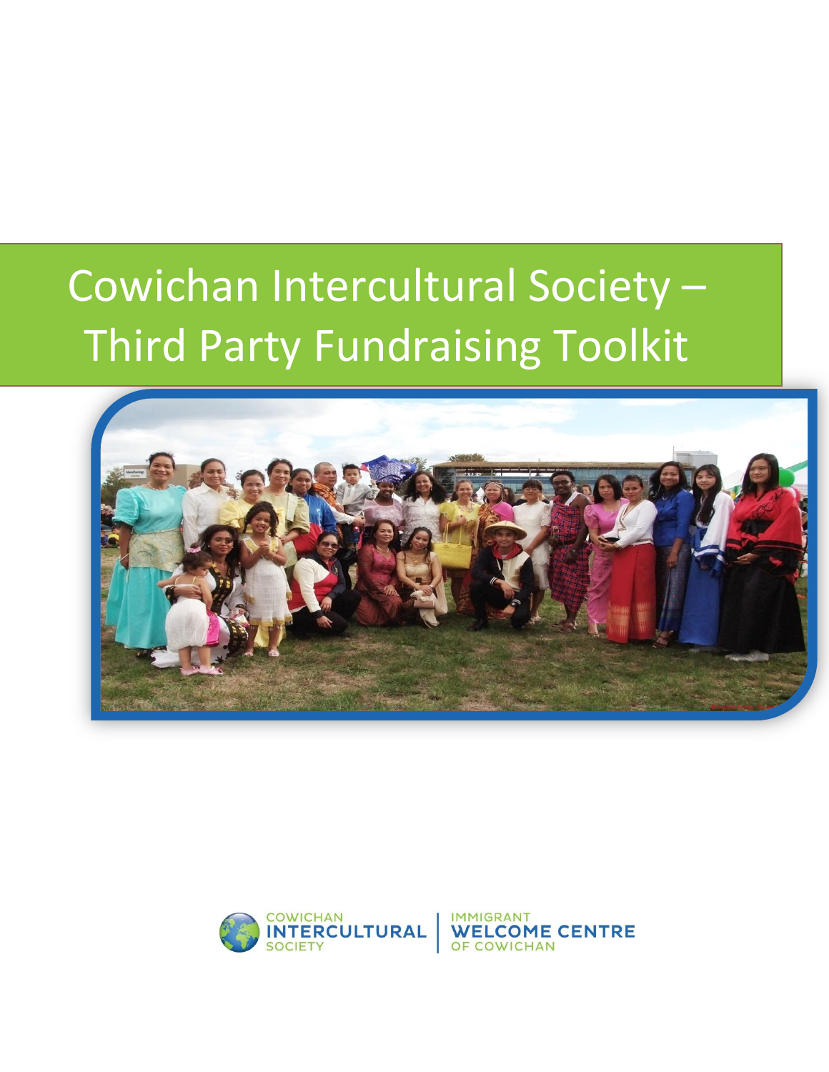# Cowichan Intercultural Society – Third Party Fundraising Toolkit

COWICHAN INTERCULTURAL SOCIETY | IMMIGRANT WELCOME CENTRE OF COWICHAN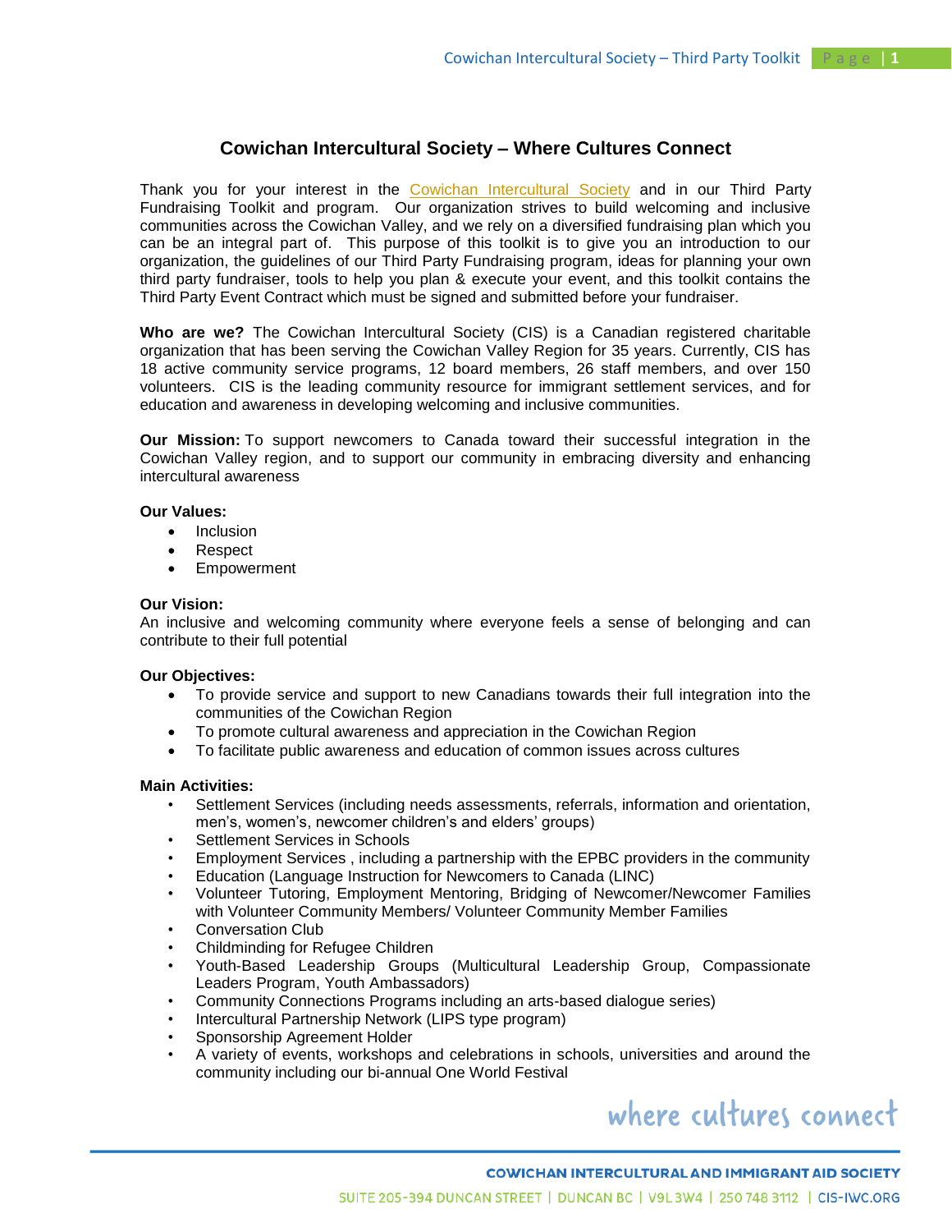## Cowichan Intercultural Society – Where Cultures Connect

Thank you for your interest in the Cowichan Intercultural Society and in our Third Party Fundraising Toolkit and program. Our organization strives to build welcoming and inclusive communities across the Cowichan Valley, and we rely on a diversified fundraising plan which you can be an integral part of. This purpose of this toolkit is to give you an introduction to our organization, the guidelines of our Third Party Fundraising program, ideas for planning your own third party fundraiser, tools to help you plan & execute your event, and this toolkit contains the Third Party Event Contract which must be signed and submitted before your fundraiser.

**Who are we?** The Cowichan Intercultural Society (CIS) is a Canadian registered charitable organization that has been serving the Cowichan Valley Region for 35 years. Currently, CIS has 18 active community service programs, 12 board members, 26 staff members, and over 150 volunteers. CIS is the leading community resource for immigrant settlement services, and for education and awareness in developing welcoming and inclusive communities.

**Our Mission:** To support newcomers to Canada toward their successful integration in the Cowichan Valley region, and to support our community in embracing diversity and enhancing intercultural awareness

**Our Values:**

- Inclusion
- Respect
- Empowerment

**Our Vision:**

An inclusive and welcoming community where everyone feels a sense of belonging and can contribute to their full potential

**Our Objectives:**

- To provide service and support to new Canadians towards their full integration into the communities of the Cowichan Region
- To promote cultural awareness and appreciation in the Cowichan Region
- To facilitate public awareness and education of common issues across cultures

**Main Activities:**

- Settlement Services (including needs assessments, referrals, information and orientation, men's, women's, newcomer children's and elders' groups)
- Settlement Services in Schools
- Employment Services , including a partnership with the EPBC providers in the community
- Education (Language Instruction for Newcomers to Canada (LINC)
- Volunteer Tutoring, Employment Mentoring, Bridging of Newcomer/Newcomer Families with Volunteer Community Members/ Volunteer Community Member Families
- Conversation Club
- Childminding for Refugee Children
- Youth-Based Leadership Groups (Multicultural Leadership Group, Compassionate Leaders Program, Youth Ambassadors)
- Community Connections Programs including an arts-based dialogue series)
- Intercultural Partnership Network (LIPS type program)
- Sponsorship Agreement Holder
- A variety of events, workshops and celebrations in schools, universities and around the community including our bi-annual One World Festival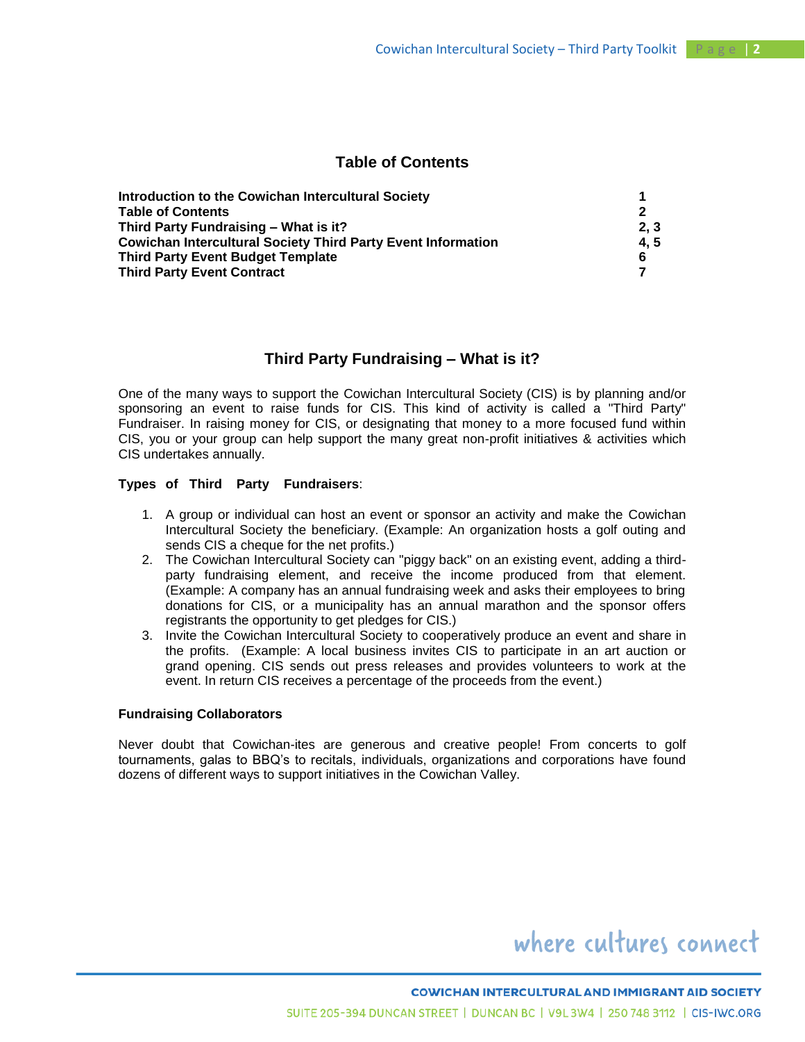## Table of Contents

| | |
|---|---|
| **Introduction to the Cowichan Intercultural Society** | **1** |
| **Table of Contents** | **2** |
| **Third Party Fundraising – What is it?** | **2, 3** |
| **Cowichan Intercultural Society Third Party Event Information** | **4, 5** |
| **Third Party Event Budget Template** | **6** |
| **Third Party Event Contract** | **7** |

## Third Party Fundraising – What is it?

One of the many ways to support the Cowichan Intercultural Society (CIS) is by planning and/or sponsoring an event to raise funds for CIS. This kind of activity is called a "Third Party" Fundraiser. In raising money for CIS, or designating that money to a more focused fund within CIS, you or your group can help support the many great non-profit initiatives & activities which CIS undertakes annually.

**Types of Third Party Fundraisers**:

1. A group or individual can host an event or sponsor an activity and make the Cowichan Intercultural Society the beneficiary. (Example: An organization hosts a golf outing and sends CIS a cheque for the net profits.)
2. The Cowichan Intercultural Society can "piggy back" on an existing event, adding a third-party fundraising element, and receive the income produced from that element. (Example: A company has an annual fundraising week and asks their employees to bring donations for CIS, or a municipality has an annual marathon and the sponsor offers registrants the opportunity to get pledges for CIS.)
3. Invite the Cowichan Intercultural Society to cooperatively produce an event and share in the profits. (Example: A local business invites CIS to participate in an art auction or grand opening. CIS sends out press releases and provides volunteers to work at the event. In return CIS receives a percentage of the proceeds from the event.)

**Fundraising Collaborators**

Never doubt that Cowichan-ites are generous and creative people! From concerts to golf tournaments, galas to BBQ's to recitals, individuals, organizations and corporations have found dozens of different ways to support initiatives in the Cowichan Valley.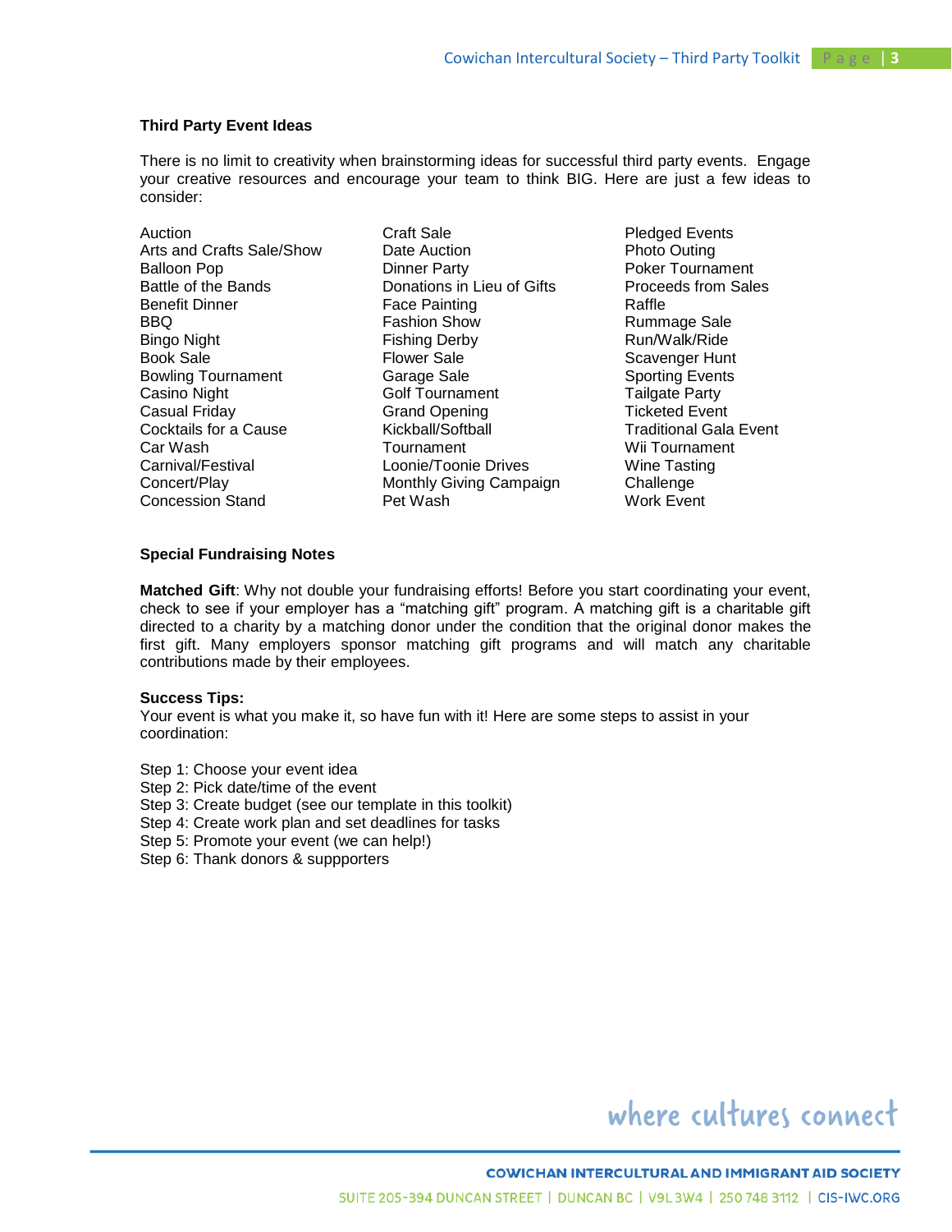**Third Party Event Ideas**

There is no limit to creativity when brainstorming ideas for successful third party events. Engage your creative resources and encourage your team to think BIG. Here are just a few ideas to consider:

Auction
Arts and Crafts Sale/Show
Balloon Pop
Battle of the Bands
Benefit Dinner
BBQ
Bingo Night
Book Sale
Bowling Tournament
Casino Night
Casual Friday
Cocktails for a Cause
Car Wash
Carnival/Festival
Concert/Play
Concession Stand
Craft Sale
Date Auction
Dinner Party
Donations in Lieu of Gifts
Face Painting
Fashion Show
Fishing Derby
Flower Sale
Garage Sale
Golf Tournament
Grand Opening
Kickball/Softball Tournament
Loonie/Toonie Drives
Monthly Giving Campaign
Pet Wash
Pledged Events
Photo Outing
Poker Tournament
Proceeds from Sales
Raffle
Rummage Sale
Run/Walk/Ride
Scavenger Hunt
Sporting Events
Tailgate Party
Ticketed Event
Traditional Gala Event
Wii Tournament
Wine Tasting Challenge
Work Event

**Special Fundraising Notes**

**Matched Gift**: Why not double your fundraising efforts! Before you start coordinating your event, check to see if your employer has a "matching gift" program. A matching gift is a charitable gift directed to a charity by a matching donor under the condition that the original donor makes the first gift. Many employers sponsor matching gift programs and will match any charitable contributions made by their employees.

**Success Tips:**
Your event is what you make it, so have fun with it! Here are some steps to assist in your coordination:

Step 1: Choose your event idea
Step 2: Pick date/time of the event
Step 3: Create budget (see our template in this toolkit)
Step 4: Create work plan and set deadlines for tasks
Step 5: Promote your event (we can help!)
Step 6: Thank donors & suppporters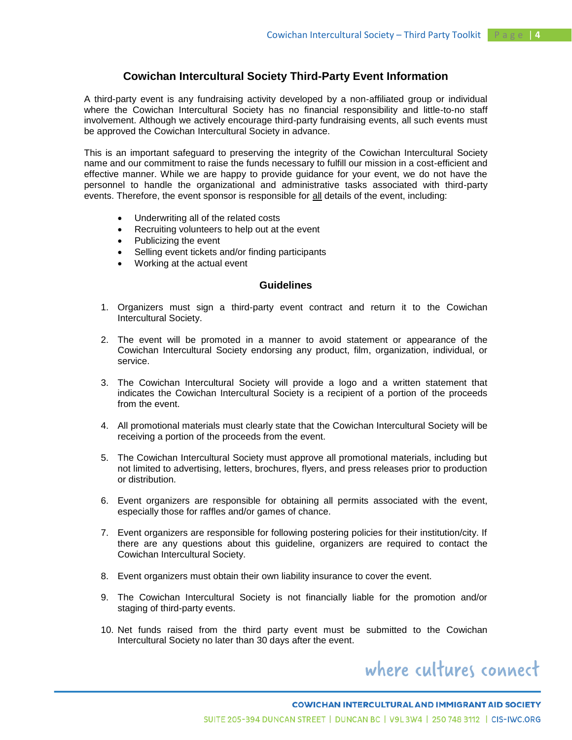## Cowichan Intercultural Society Third-Party Event Information

A third-party event is any fundraising activity developed by a non-affiliated group or individual where the Cowichan Intercultural Society has no financial responsibility and little-to-no staff involvement. Although we actively encourage third-party fundraising events, all such events must be approved the Cowichan Intercultural Society in advance.

This is an important safeguard to preserving the integrity of the Cowichan Intercultural Society name and our commitment to raise the funds necessary to fulfill our mission in a cost-efficient and effective manner. While we are happy to provide guidance for your event, we do not have the personnel to handle the organizational and administrative tasks associated with third-party events. Therefore, the event sponsor is responsible for <u>all</u> details of the event, including:

- Underwriting all of the related costs
- Recruiting volunteers to help out at the event
- Publicizing the event
- Selling event tickets and/or finding participants
- Working at the actual event

### Guidelines

1. Organizers must sign a third-party event contract and return it to the Cowichan Intercultural Society.
2. The event will be promoted in a manner to avoid statement or appearance of the Cowichan Intercultural Society endorsing any product, film, organization, individual, or service.
3. The Cowichan Intercultural Society will provide a logo and a written statement that indicates the Cowichan Intercultural Society is a recipient of a portion of the proceeds from the event.
4. All promotional materials must clearly state that the Cowichan Intercultural Society will be receiving a portion of the proceeds from the event.
5. The Cowichan Intercultural Society must approve all promotional materials, including but not limited to advertising, letters, brochures, flyers, and press releases prior to production or distribution.
6. Event organizers are responsible for obtaining all permits associated with the event, especially those for raffles and/or games of chance.
7. Event organizers are responsible for following postering policies for their institution/city. If there are any questions about this guideline, organizers are required to contact the Cowichan Intercultural Society.
8. Event organizers must obtain their own liability insurance to cover the event.
9. The Cowichan Intercultural Society is not financially liable for the promotion and/or staging of third-party events.
10. Net funds raised from the third party event must be submitted to the Cowichan Intercultural Society no later than 30 days after the event.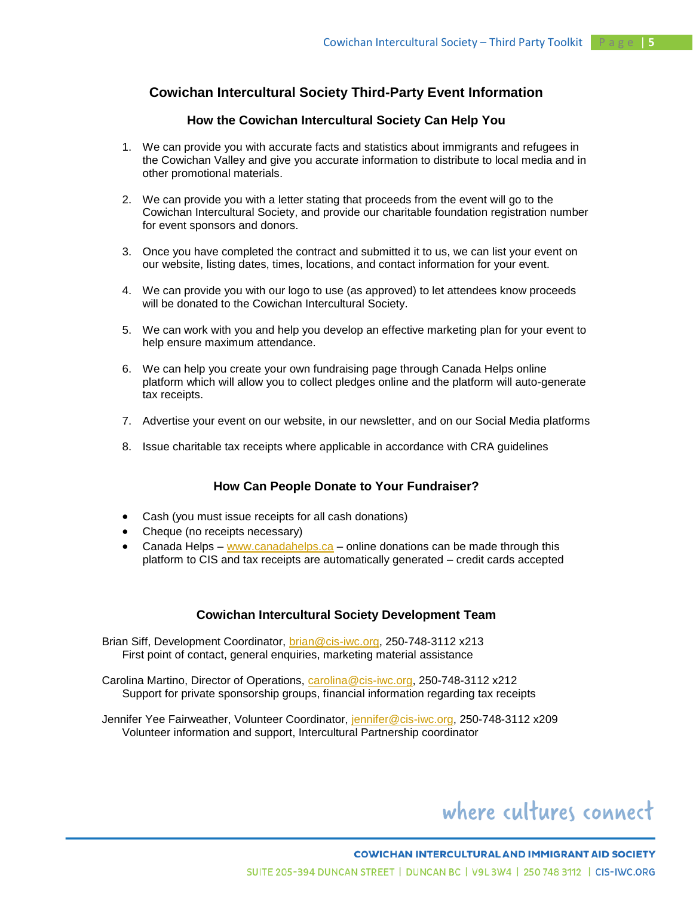## Cowichan Intercultural Society Third-Party Event Information

### How the Cowichan Intercultural Society Can Help You

1. We can provide you with accurate facts and statistics about immigrants and refugees in the Cowichan Valley and give you accurate information to distribute to local media and in other promotional materials.

2. We can provide you with a letter stating that proceeds from the event will go to the Cowichan Intercultural Society, and provide our charitable foundation registration number for event sponsors and donors.

3. Once you have completed the contract and submitted it to us, we can list your event on our website, listing dates, times, locations, and contact information for your event.

4. We can provide you with our logo to use (as approved) to let attendees know proceeds will be donated to the Cowichan Intercultural Society.

5. We can work with you and help you develop an effective marketing plan for your event to help ensure maximum attendance.

6. We can help you create your own fundraising page through Canada Helps online platform which will allow you to collect pledges online and the platform will auto-generate tax receipts.

7. Advertise your event on our website, in our newsletter, and on our Social Media platforms

8. Issue charitable tax receipts where applicable in accordance with CRA guidelines

### How Can People Donate to Your Fundraiser?

- Cash (you must issue receipts for all cash donations)
- Cheque (no receipts necessary)
- Canada Helps – www.canadahelps.ca – online donations can be made through this platform to CIS and tax receipts are automatically generated – credit cards accepted

### Cowichan Intercultural Society Development Team

Brian Siff, Development Coordinator, brian@cis-iwc.org, 250-748-3112 x213
First point of contact, general enquiries, marketing material assistance

Carolina Martino, Director of Operations, carolina@cis-iwc.org, 250-748-3112 x212
Support for private sponsorship groups, financial information regarding tax receipts

Jennifer Yee Fairweather, Volunteer Coordinator, jennifer@cis-iwc.org, 250-748-3112 x209
Volunteer information and support, Intercultural Partnership coordinator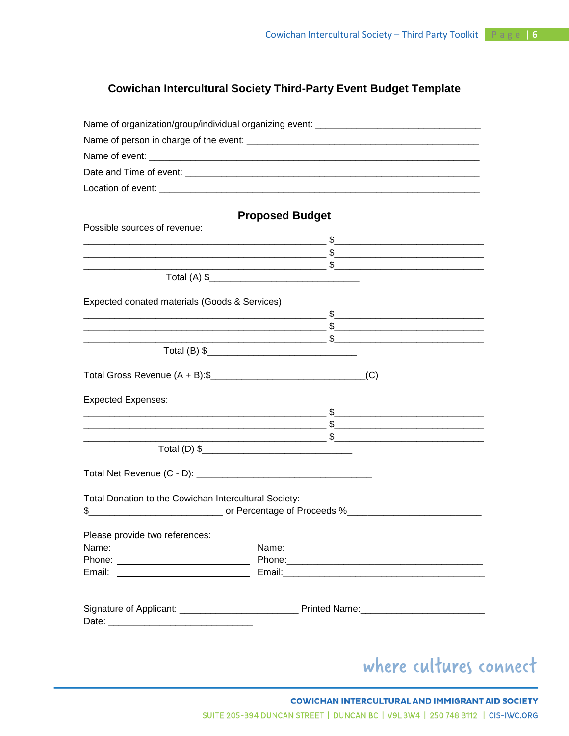# Cowichan Intercultural Society Third-Party Event Budget Template

Name of organization/group/individual organizing event: ________________________________

Name of person in charge of the event: ________________________________________________

Name of event: ______________________________________________________________________

Date and Time of event: _______________________________________________________________

Location of event: ___________________________________________________________________

## Proposed Budget

Possible sources of revenue:

______________________________________________ $____________________________

______________________________________________ $____________________________

______________________________________________ $____________________________

Total (A) $____________________________

Expected donated materials (Goods & Services)

______________________________________________ $____________________________

______________________________________________ $____________________________

______________________________________________ $____________________________

Total (B) $____________________________

Total Gross Revenue (A + B):$_____________________________(C)

Expected Expenses:

______________________________________________ $____________________________

______________________________________________ $____________________________

______________________________________________ $____________________________

Total (D) $____________________________

Total Net Revenue (C - D): _________________________________

Total Donation to the Cowichan Intercultural Society:

$_________________________ or Percentage of Proceeds %_________________________

Please provide two references:

| Name: ____________________ | Name: ____________________________________ |
|---|---|
| Phone: ____________________ | Phone: ____________________________________ |
| Email: ____________________ | Email: ____________________________________ |

Signature of Applicant: ______________________ Printed Name: ______________________

Date: ___________________________

where cultures connect

COWICHAN INTERCULTURAL AND IMMIGRANT AID SOCIETY

SUITE 205-394 DUNCAN STREET | DUNCAN BC | V9L 3W4 | 250 748 3112 | CIS-IWC.ORG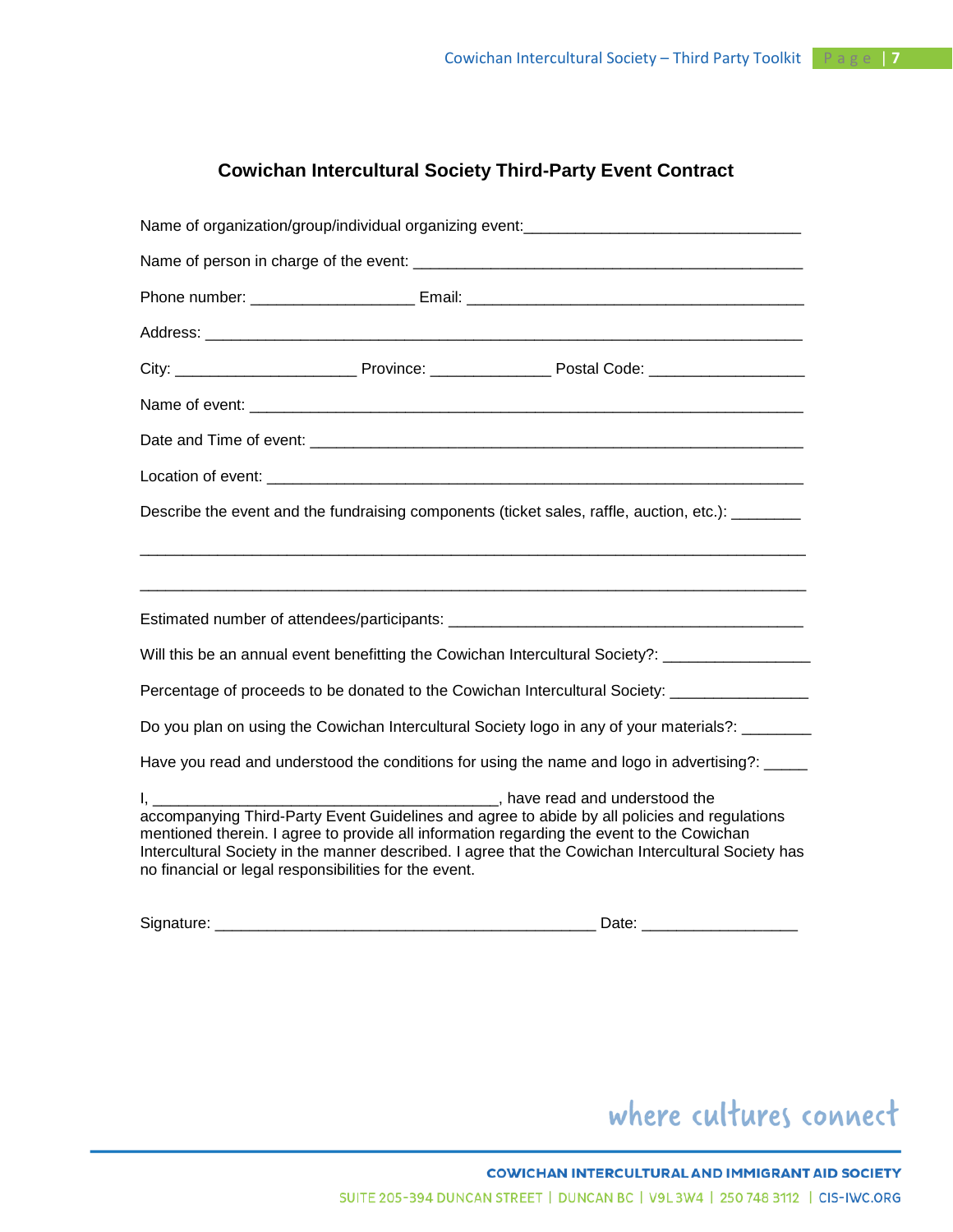# Cowichan Intercultural Society Third-Party Event Contract

Name of organization/group/individual organizing event:________________________________

Name of person in charge of the event: ____________________________________________

Phone number: ___________________ Email: _______________________________________

Address: ___________________________________________________________________

City: _____________________ Province: ______________ Postal Code: _________________

Name of event: _______________________________________________________________

Date and Time of event: _________________________________________________________

Location of event: _____________________________________________________________

Describe the event and the fundraising components (ticket sales, raffle, auction, etc.): ________

_____________________________________________________________________________

_____________________________________________________________________________

Estimated number of attendees/participants: _________________________________________

Will this be an annual event benefitting the Cowichan Intercultural Society?: ________________

Percentage of proceeds to be donated to the Cowichan Intercultural Society: _______________

Do you plan on using the Cowichan Intercultural Society logo in any of your materials?: ________

Have you read and understood the conditions for using the name and logo in advertising?: _____

I, ________________________________________, have read and understood the accompanying Third-Party Event Guidelines and agree to abide by all policies and regulations mentioned therein. I agree to provide all information regarding the event to the Cowichan Intercultural Society in the manner described. I agree that the Cowichan Intercultural Society has no financial or legal responsibilities for the event.

Signature: ____________________________________________ Date: __________________

where cultures connect

COWICHAN INTERCULTURAL AND IMMIGRANT AID SOCIETY

SUITE 205-394 DUNCAN STREET | DUNCAN BC | V9L 3W4 | 250 748 3112 | CIS-IWC.ORG